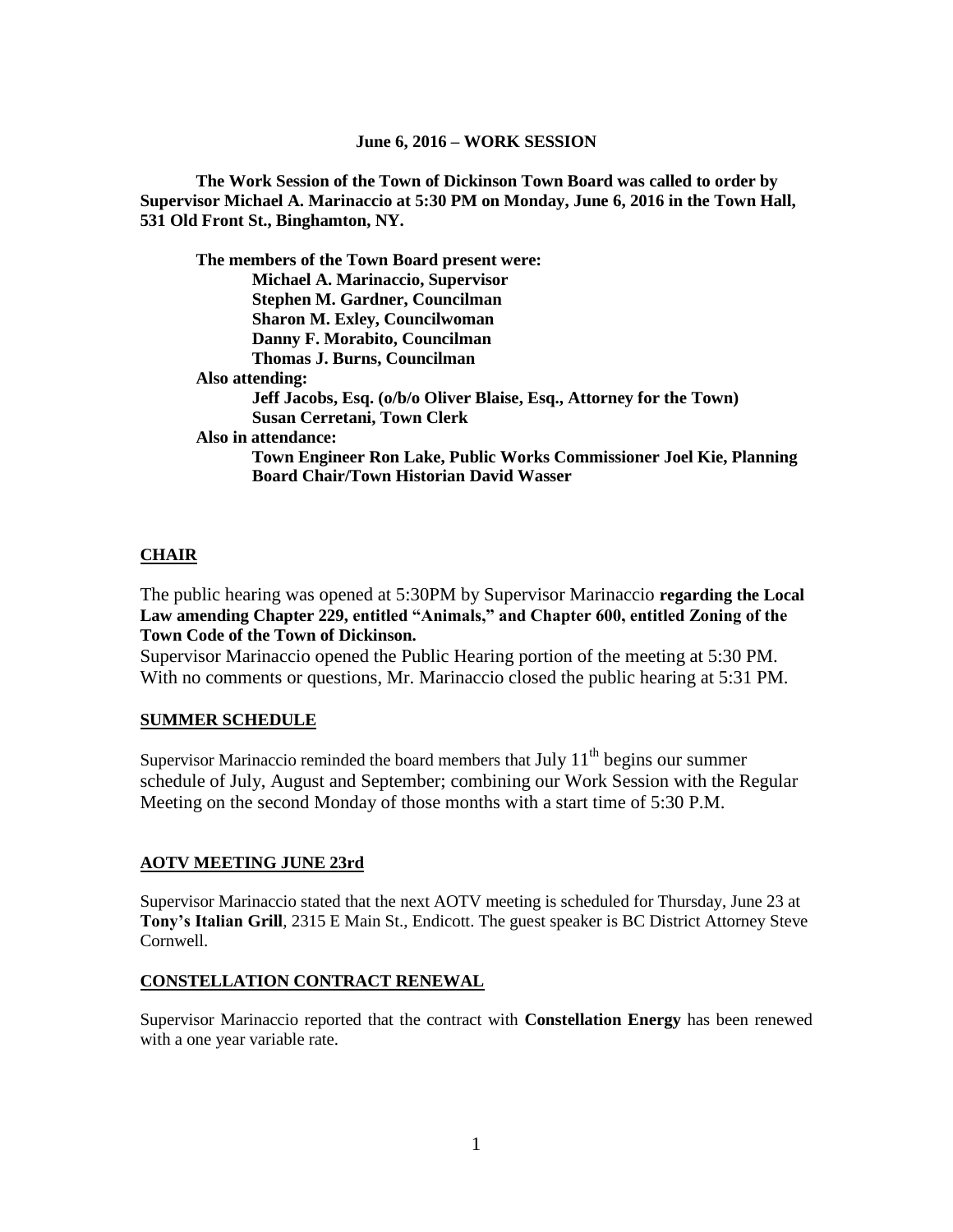**June 6, 2016 – WORK SESSION**

**The Work Session of the Town of Dickinson Town Board was called to order by Supervisor Michael A. Marinaccio at 5:30 PM on Monday, June 6, 2016 in the Town Hall, 531 Old Front St., Binghamton, NY.**

**The members of the Town Board present were:**
**Michael A. Marinaccio, Supervisor**
**Stephen M. Gardner, Councilman**
**Sharon M. Exley, Councilwoman**
**Danny F. Morabito, Councilman**
**Thomas J. Burns, Councilman**

**Also attending:**
**Jeff Jacobs, Esq. (o/b/o Oliver Blaise, Esq., Attorney for the Town)**
**Susan Cerretani, Town Clerk**

**Also in attendance:**
**Town Engineer Ron Lake, Public Works Commissioner Joel Kie, Planning Board Chair/Town Historian David Wasser**

## CHAIR

The public hearing was opened at 5:30PM by Supervisor Marinaccio **regarding the Local Law amending Chapter 229, entitled "Animals," and Chapter 600, entitled Zoning of the Town Code of the Town of Dickinson.**

Supervisor Marinaccio opened the Public Hearing portion of the meeting at 5:30 PM. With no comments or questions, Mr. Marinaccio closed the public hearing at 5:31 PM.

## SUMMER SCHEDULE

Supervisor Marinaccio reminded the board members that July 11th begins our summer schedule of July, August and September; combining our Work Session with the Regular Meeting on the second Monday of those months with a start time of 5:30 P.M.

## AOTV MEETING JUNE 23rd

Supervisor Marinaccio stated that the next AOTV meeting is scheduled for Thursday, June 23 at **Tony's Italian Grill**, 2315 E Main St., Endicott. The guest speaker is BC District Attorney Steve Cornwell.

## CONSTELLATION CONTRACT RENEWAL

Supervisor Marinaccio reported that the contract with **Constellation Energy** has been renewed with a one year variable rate.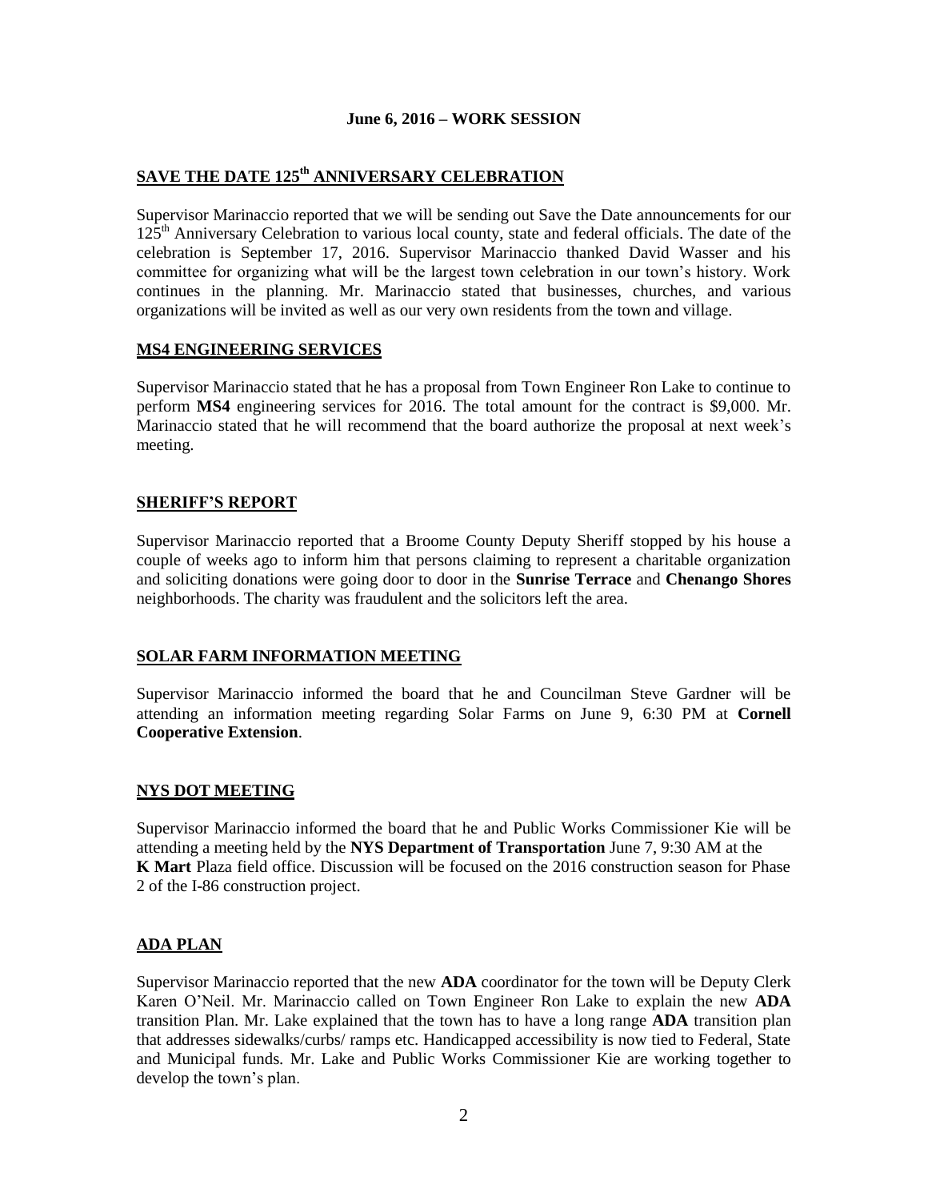**June 6, 2016 – WORK SESSION**

## SAVE THE DATE 125th ANNIVERSARY CELEBRATION

Supervisor Marinaccio reported that we will be sending out Save the Date announcements for our 125th Anniversary Celebration to various local county, state and federal officials. The date of the celebration is September 17, 2016. Supervisor Marinaccio thanked David Wasser and his committee for organizing what will be the largest town celebration in our town's history. Work continues in the planning. Mr. Marinaccio stated that businesses, churches, and various organizations will be invited as well as our very own residents from the town and village.

## MS4 ENGINEERING SERVICES

Supervisor Marinaccio stated that he has a proposal from Town Engineer Ron Lake to continue to perform **MS4** engineering services for 2016. The total amount for the contract is $9,000. Mr. Marinaccio stated that he will recommend that the board authorize the proposal at next week's meeting.

## SHERIFF'S REPORT

Supervisor Marinaccio reported that a Broome County Deputy Sheriff stopped by his house a couple of weeks ago to inform him that persons claiming to represent a charitable organization and soliciting donations were going door to door in the **Sunrise Terrace** and **Chenango Shores** neighborhoods. The charity was fraudulent and the solicitors left the area.

## SOLAR FARM INFORMATION MEETING

Supervisor Marinaccio informed the board that he and Councilman Steve Gardner will be attending an information meeting regarding Solar Farms on June 9, 6:30 PM at **Cornell Cooperative Extension**.

## NYS DOT MEETING

Supervisor Marinaccio informed the board that he and Public Works Commissioner Kie will be attending a meeting held by the **NYS Department of Transportation** June 7, 9:30 AM at the **K Mart** Plaza field office. Discussion will be focused on the 2016 construction season for Phase 2 of the I-86 construction project.

## ADA PLAN

Supervisor Marinaccio reported that the new **ADA** coordinator for the town will be Deputy Clerk Karen O'Neil. Mr. Marinaccio called on Town Engineer Ron Lake to explain the new **ADA** transition Plan. Mr. Lake explained that the town has to have a long range **ADA** transition plan that addresses sidewalks/curbs/ ramps etc. Handicapped accessibility is now tied to Federal, State and Municipal funds. Mr. Lake and Public Works Commissioner Kie are working together to develop the town's plan.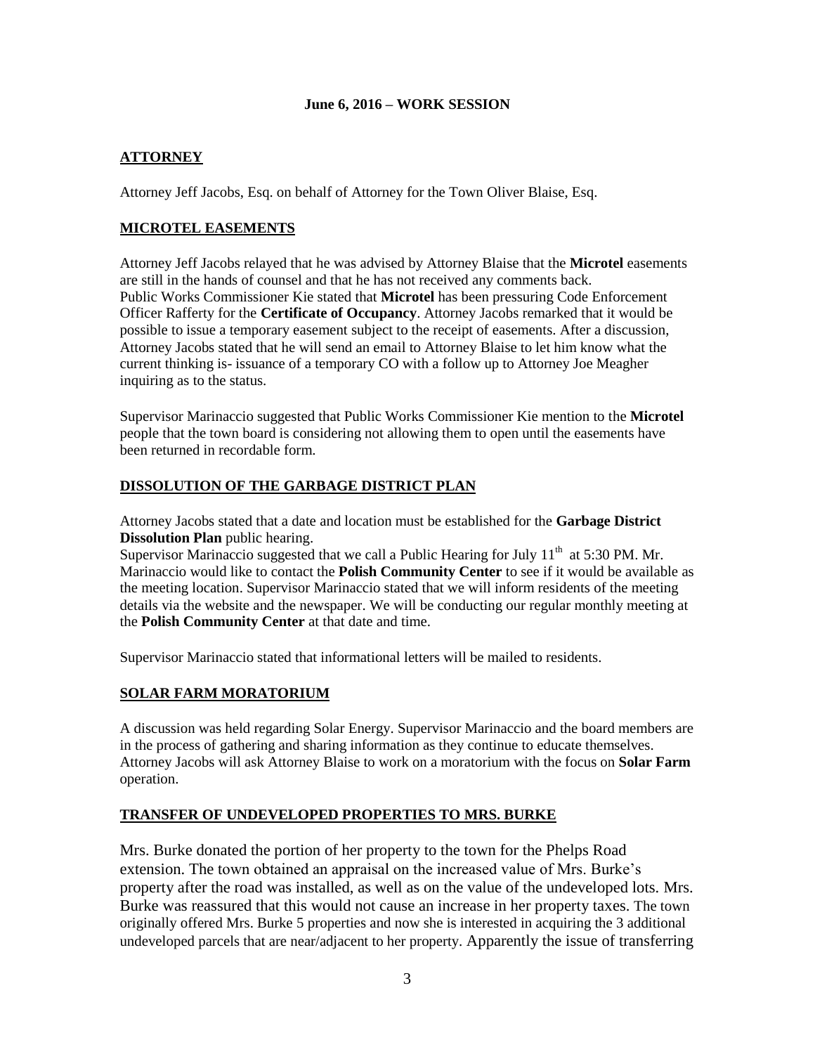**June 6, 2016 – WORK SESSION**

## ATTORNEY

Attorney Jeff Jacobs, Esq. on behalf of Attorney for the Town Oliver Blaise, Esq.

## MICROTEL EASEMENTS

Attorney Jeff Jacobs relayed that he was advised by Attorney Blaise that the **Microtel** easements are still in the hands of counsel and that he has not received any comments back.
Public Works Commissioner Kie stated that **Microtel** has been pressuring Code Enforcement Officer Rafferty for the **Certificate of Occupancy**. Attorney Jacobs remarked that it would be possible to issue a temporary easement subject to the receipt of easements. After a discussion, Attorney Jacobs stated that he will send an email to Attorney Blaise to let him know what the current thinking is- issuance of a temporary CO with a follow up to Attorney Joe Meagher inquiring as to the status.

Supervisor Marinaccio suggested that Public Works Commissioner Kie mention to the **Microtel** people that the town board is considering not allowing them to open until the easements have been returned in recordable form.

## DISSOLUTION OF THE GARBAGE DISTRICT PLAN

Attorney Jacobs stated that a date and location must be established for the **Garbage District Dissolution Plan** public hearing.
Supervisor Marinaccio suggested that we call a Public Hearing for July 11th at 5:30 PM. Mr. Marinaccio would like to contact the **Polish Community Center** to see if it would be available as the meeting location. Supervisor Marinaccio stated that we will inform residents of the meeting details via the website and the newspaper. We will be conducting our regular monthly meeting at the **Polish Community Center** at that date and time.

Supervisor Marinaccio stated that informational letters will be mailed to residents.

## SOLAR FARM MORATORIUM

A discussion was held regarding Solar Energy. Supervisor Marinaccio and the board members are in the process of gathering and sharing information as they continue to educate themselves. Attorney Jacobs will ask Attorney Blaise to work on a moratorium with the focus on **Solar Farm** operation.

## TRANSFER OF UNDEVELOPED PROPERTIES TO MRS. BURKE

Mrs. Burke donated the portion of her property to the town for the Phelps Road extension. The town obtained an appraisal on the increased value of Mrs. Burke's property after the road was installed, as well as on the value of the undeveloped lots. Mrs. Burke was reassured that this would not cause an increase in her property taxes. The town originally offered Mrs. Burke 5 properties and now she is interested in acquiring the 3 additional undeveloped parcels that are near/adjacent to her property. Apparently the issue of transferring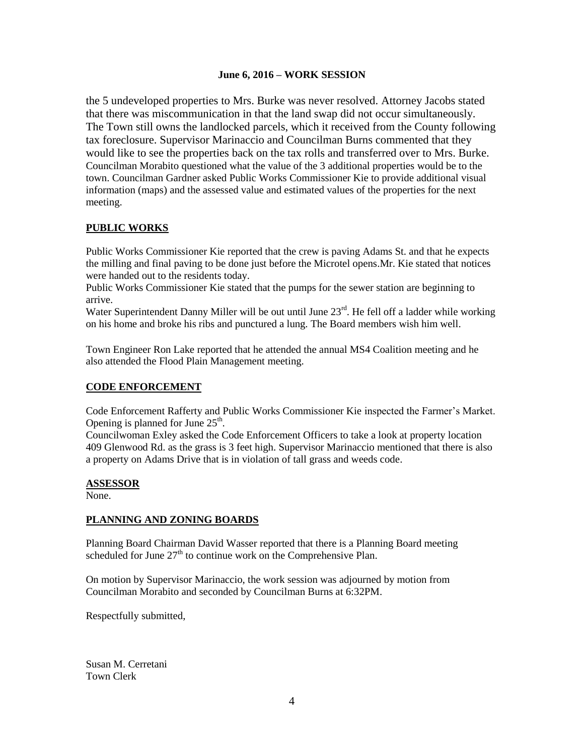the 5 undeveloped properties to Mrs. Burke was never resolved. Attorney Jacobs stated that there was miscommunication in that the land swap did not occur simultaneously. The Town still owns the landlocked parcels, which it received from the County following tax foreclosure. Supervisor Marinaccio and Councilman Burns commented that they would like to see the properties back on the tax rolls and transferred over to Mrs. Burke. Councilman Morabito questioned what the value of the 3 additional properties would be to the town. Councilman Gardner asked Public Works Commissioner Kie to provide additional visual information (maps) and the assessed value and estimated values of the properties for the next meeting.

## PUBLIC WORKS

Public Works Commissioner Kie reported that the crew is paving Adams St. and that he expects the milling and final paving to be done just before the Microtel opens.Mr. Kie stated that notices were handed out to the residents today.

Public Works Commissioner Kie stated that the pumps for the sewer station are beginning to arrive.

Water Superintendent Danny Miller will be out until June 23rd. He fell off a ladder while working on his home and broke his ribs and punctured a lung. The Board members wish him well.

Town Engineer Ron Lake reported that he attended the annual MS4 Coalition meeting and he also attended the Flood Plain Management meeting.

## CODE ENFORCEMENT

Code Enforcement Rafferty and Public Works Commissioner Kie inspected the Farmer's Market. Opening is planned for June 25th.

Councilwoman Exley asked the Code Enforcement Officers to take a look at property location 409 Glenwood Rd. as the grass is 3 feet high. Supervisor Marinaccio mentioned that there is also a property on Adams Drive that is in violation of tall grass and weeds code.

## ASSESSOR

None.

## PLANNING AND ZONING BOARDS

Planning Board Chairman David Wasser reported that there is a Planning Board meeting scheduled for June 27th to continue work on the Comprehensive Plan.

On motion by Supervisor Marinaccio, the work session was adjourned by motion from Councilman Morabito and seconded by Councilman Burns at 6:32PM.

Respectfully submitted,

Susan M. Cerretani
Town Clerk